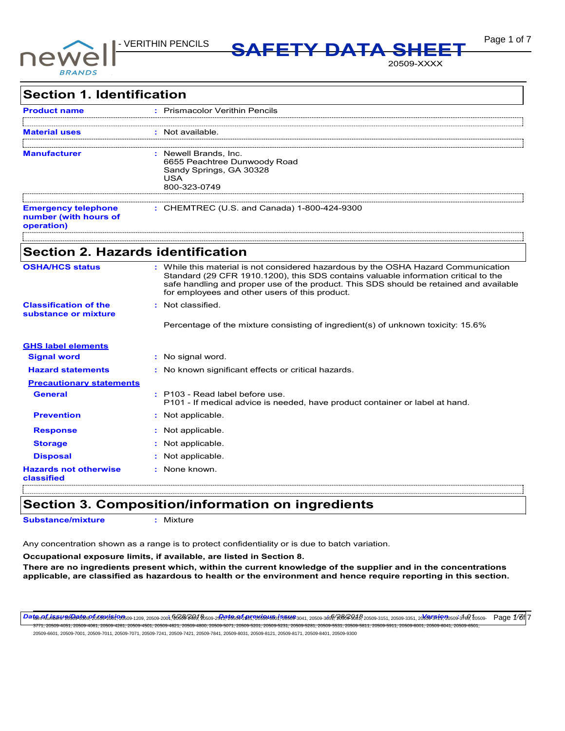# SAFETY DATA SHEET

- VERITHIN PENCILS

20509-XXXX

## Section 1. Identification

**Product name** : Prismacolor Verithin Pencils

**Material uses** : Not available.

**Manufacturer** : Newell Brands, Inc.
6655 Peachtree Dunwoody Road
Sandy Springs, GA 30328
USA
800-323-0749

**Emergency telephone number (with hours of operation)** : CHEMTREC (U.S. and Canada) 1-800-424-9300

## Section 2. Hazards identification

**OSHA/HCS status** : While this material is not considered hazardous by the OSHA Hazard Communication Standard (29 CFR 1910.1200), this SDS contains valuable information critical to the safe handling and proper use of the product. This SDS should be retained and available for employees and other users of this product.

**Classification of the substance or mixture** : Not classified.

Percentage of the mixture consisting of ingredient(s) of unknown toxicity: 15.6%

**GHS label elements**

**Signal word** : No signal word.

**Hazard statements** : No known significant effects or critical hazards.

**Precautionary statements**

**General** : P103 - Read label before use.
P101 - If medical advice is needed, have product container or label at hand.

**Prevention** : Not applicable.

**Response** : Not applicable.

**Storage** : Not applicable.

**Disposal** : Not applicable.

**Hazards not otherwise classified** : None known.

## Section 3. Composition/information on ingredients

**Substance/mixture** : Mixture

Any concentration shown as a range is to protect confidentiality or is due to batch variation.

**Occupational exposure limits, if available, are listed in Section 8.**

**There are no ingredients present which, within the current knowledge of the supplier and in the concentrations applicable, are classified as hazardous to health or the environment and hence require reporting in this section.**

Date of issue/Date of revision : 6/28/2018 Date of previous issue : 6/28/2018 Version : 1.01

Item Numbers: 20509-0909, 20509-1001, 20509-1209, 20509-2001, 20509-2409, 20509-2911, 20509-2921, 20509-3001, 20509-3041, 20509-3051, 20509-3061, 20509-3151, 20509-3351, 20509-3721, 20509-3761, 20509-3771, 20509-4051, 20509-4061, 20509-4261, 20509-4501, 20509-4821, 20509-4800, 20509-5071, 20509-5201, 20509-5231, 20509-5281, 20509-5531, 20509-5811, 20509-5911, 20509-6001, 20509-6041, 20509-6501, 20509-6601, 20509-7001, 20509-7011, 20509-7071, 20509-7241, 20509-7421, 20509-7841, 20509-8031, 20509-8121, 20509-8171, 20509-8401, 20509-9300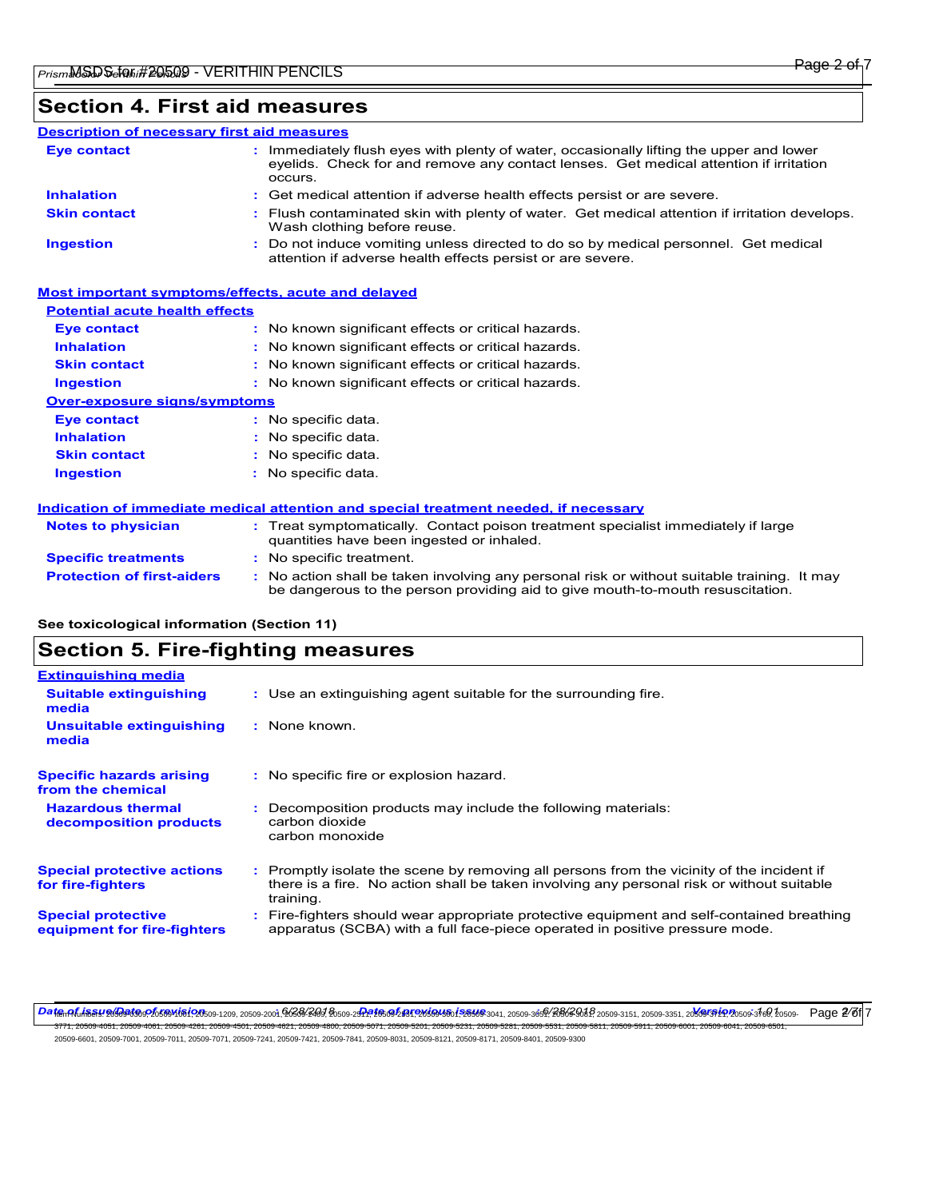## Section 4. First aid measures

### Description of necessary first aid measures

| | |
|---|---|
| **Eye contact** | : Immediately flush eyes with plenty of water, occasionally lifting the upper and lower eyelids. Check for and remove any contact lenses. Get medical attention if irritation occurs. |
| **Inhalation** | : Get medical attention if adverse health effects persist or are severe. |
| **Skin contact** | : Flush contaminated skin with plenty of water. Get medical attention if irritation develops. Wash clothing before reuse. |
| **Ingestion** | : Do not induce vomiting unless directed to do so by medical personnel. Get medical attention if adverse health effects persist or are severe. |

### Most important symptoms/effects, acute and delayed

**Potential acute health effects**

| | |
|---|---|
| **Eye contact** | : No known significant effects or critical hazards. |
| **Inhalation** | : No known significant effects or critical hazards. |
| **Skin contact** | : No known significant effects or critical hazards. |
| **Ingestion** | : No known significant effects or critical hazards. |

**Over-exposure signs/symptoms**

| | |
|---|---|
| **Eye contact** | : No specific data. |
| **Inhalation** | : No specific data. |
| **Skin contact** | : No specific data. |
| **Ingestion** | : No specific data. |

### Indication of immediate medical attention and special treatment needed, if necessary

| | |
|---|---|
| **Notes to physician** | : Treat symptomatically. Contact poison treatment specialist immediately if large quantities have been ingested or inhaled. |
| **Specific treatments** | : No specific treatment. |
| **Protection of first-aiders** | : No action shall be taken involving any personal risk or without suitable training. It may be dangerous to the person providing aid to give mouth-to-mouth resuscitation. |

**See toxicological information (Section 11)**

## Section 5. Fire-fighting measures

### Extinguishing media

| | |
|---|---|
| **Suitable extinguishing media** | : Use an extinguishing agent suitable for the surrounding fire. |
| **Unsuitable extinguishing media** | : None known. |
| **Specific hazards arising from the chemical** | : No specific fire or explosion hazard. |
| **Hazardous thermal decomposition products** | : Decomposition products may include the following materials: carbon dioxide, carbon monoxide |
| **Special protective actions for fire-fighters** | : Promptly isolate the scene by removing all persons from the vicinity of the incident if there is a fire. No action shall be taken involving any personal risk or without suitable training. |
| **Special protective equipment for fire-fighters** | : Fire-fighters should wear appropriate protective equipment and self-contained breathing apparatus (SCBA) with a full face-piece operated in positive pressure mode. |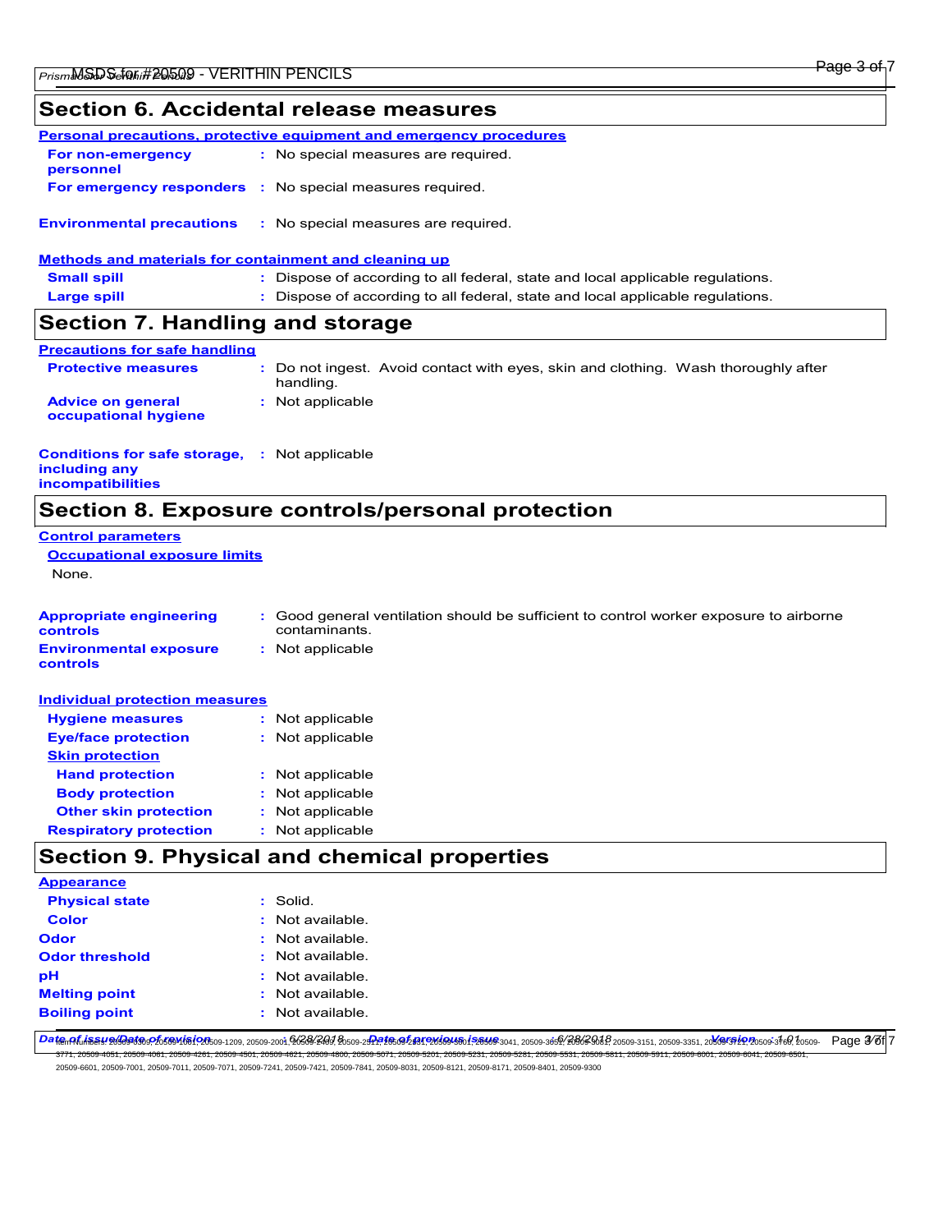## Section 6. Accidental release measures

**Personal precautions, protective equipment and emergency procedures**

| | |
|---|---|
| **For non-emergency personnel** | : No special measures are required. |
| **For emergency responders** | : No special measures required. |
| **Environmental precautions** | : No special measures are required. |

**Methods and materials for containment and cleaning up**

| | |
|---|---|
| **Small spill** | : Dispose of according to all federal, state and local applicable regulations. |
| **Large spill** | : Dispose of according to all federal, state and local applicable regulations. |

## Section 7. Handling and storage

**Precautions for safe handling**

| | |
|---|---|
| **Protective measures** | : Do not ingest. Avoid contact with eyes, skin and clothing. Wash thoroughly after handling. |
| **Advice on general occupational hygiene** | : Not applicable |
| **Conditions for safe storage, including any incompatibilities** | : Not applicable |

## Section 8. Exposure controls/personal protection

**Control parameters**

**Occupational exposure limits**

None.

| | |
|---|---|
| **Appropriate engineering controls** | : Good general ventilation should be sufficient to control worker exposure to airborne contaminants. |
| **Environmental exposure controls** | : Not applicable |

**Individual protection measures**

| | |
|---|---|
| **Hygiene measures** | : Not applicable |
| **Eye/face protection** | : Not applicable |
| **Skin protection** | |
| **Hand protection** | : Not applicable |
| **Body protection** | : Not applicable |
| **Other skin protection** | : Not applicable |
| **Respiratory protection** | : Not applicable |

## Section 9. Physical and chemical properties

**Appearance**

| | |
|---|---|
| **Physical state** | : Solid. |
| **Color** | : Not available. |
| **Odor** | : Not available. |
| **Odor threshold** | : Not available. |
| **pH** | : Not available. |
| **Melting point** | : Not available. |
| **Boiling point** | : Not available. |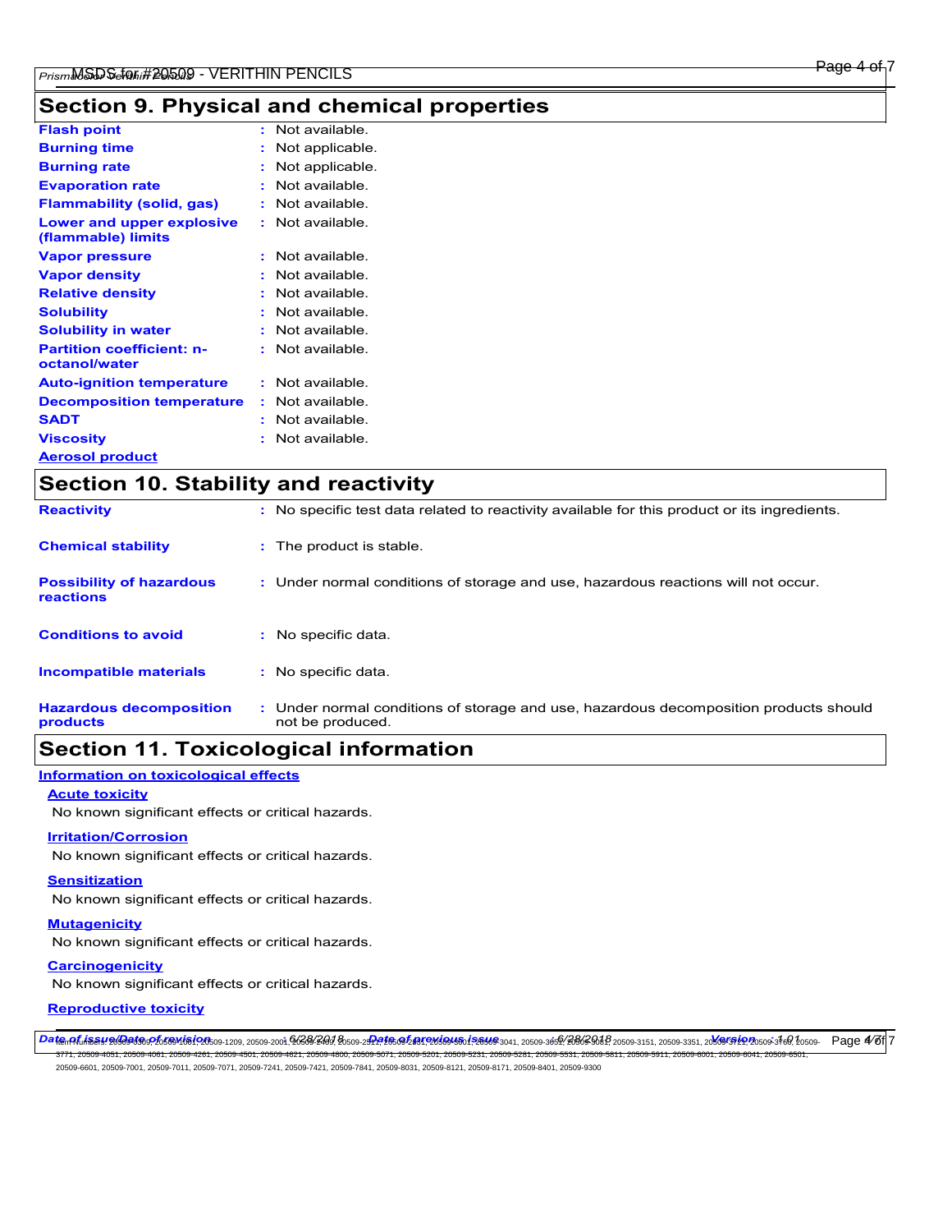## Section 9. Physical and chemical properties

| | |
|---|---|
| **Flash point** | : Not available. |
| **Burning time** | : Not applicable. |
| **Burning rate** | : Not applicable. |
| **Evaporation rate** | : Not available. |
| **Flammability (solid, gas)** | : Not available. |
| **Lower and upper explosive (flammable) limits** | : Not available. |
| **Vapor pressure** | : Not available. |
| **Vapor density** | : Not available. |
| **Relative density** | : Not available. |
| **Solubility** | : Not available. |
| **Solubility in water** | : Not available. |
| **Partition coefficient: n-octanol/water** | : Not available. |
| **Auto-ignition temperature** | : Not available. |
| **Decomposition temperature** | : Not available. |
| **SADT** | : Not available. |
| **Viscosity** | : Not available. |

**Aerosol product**

## Section 10. Stability and reactivity

| | |
|---|---|
| **Reactivity** | : No specific test data related to reactivity available for this product or its ingredients. |
| **Chemical stability** | : The product is stable. |
| **Possibility of hazardous reactions** | : Under normal conditions of storage and use, hazardous reactions will not occur. |
| **Conditions to avoid** | : No specific data. |
| **Incompatible materials** | : No specific data. |
| **Hazardous decomposition products** | : Under normal conditions of storage and use, hazardous decomposition products should not be produced. |

## Section 11. Toxicological information

**Information on toxicological effects**

**Acute toxicity**

No known significant effects or critical hazards.

**Irritation/Corrosion**

No known significant effects or critical hazards.

**Sensitization**

No known significant effects or critical hazards.

**Mutagenicity**

No known significant effects or critical hazards.

**Carcinogenicity**

No known significant effects or critical hazards.

**Reproductive toxicity**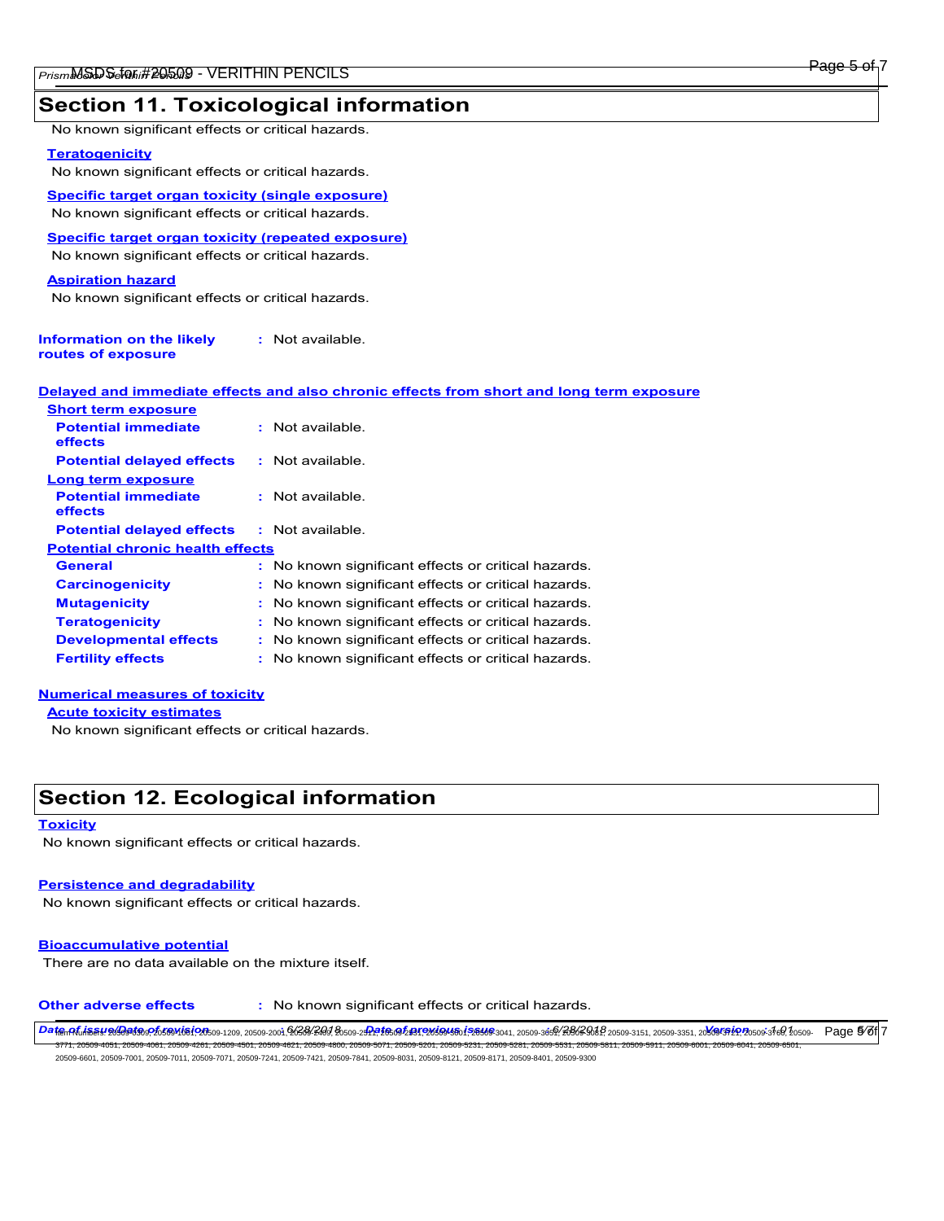## Section 11. Toxicological information

No known significant effects or critical hazards.

**Teratogenicity**

No known significant effects or critical hazards.

**Specific target organ toxicity (single exposure)**

No known significant effects or critical hazards.

**Specific target organ toxicity (repeated exposure)**

No known significant effects or critical hazards.

**Aspiration hazard**

No known significant effects or critical hazards.

**Information on the likely routes of exposure** : Not available.

**Delayed and immediate effects and also chronic effects from short and long term exposure**

**Short term exposure**

**Potential immediate effects** : Not available.

**Potential delayed effects** : Not available.

**Long term exposure**

**Potential immediate effects** : Not available.

**Potential delayed effects** : Not available.

**Potential chronic health effects**

**General** : No known significant effects or critical hazards.

**Carcinogenicity** : No known significant effects or critical hazards.

**Mutagenicity** : No known significant effects or critical hazards.

**Teratogenicity** : No known significant effects or critical hazards.

**Developmental effects** : No known significant effects or critical hazards.

**Fertility effects** : No known significant effects or critical hazards.

**Numerical measures of toxicity**

**Acute toxicity estimates**

No known significant effects or critical hazards.

## Section 12. Ecological information

**Toxicity**

No known significant effects or critical hazards.

**Persistence and degradability**

No known significant effects or critical hazards.

**Bioaccumulative potential**

There are no data available on the mixture itself.

**Other adverse effects** : No known significant effects or critical hazards.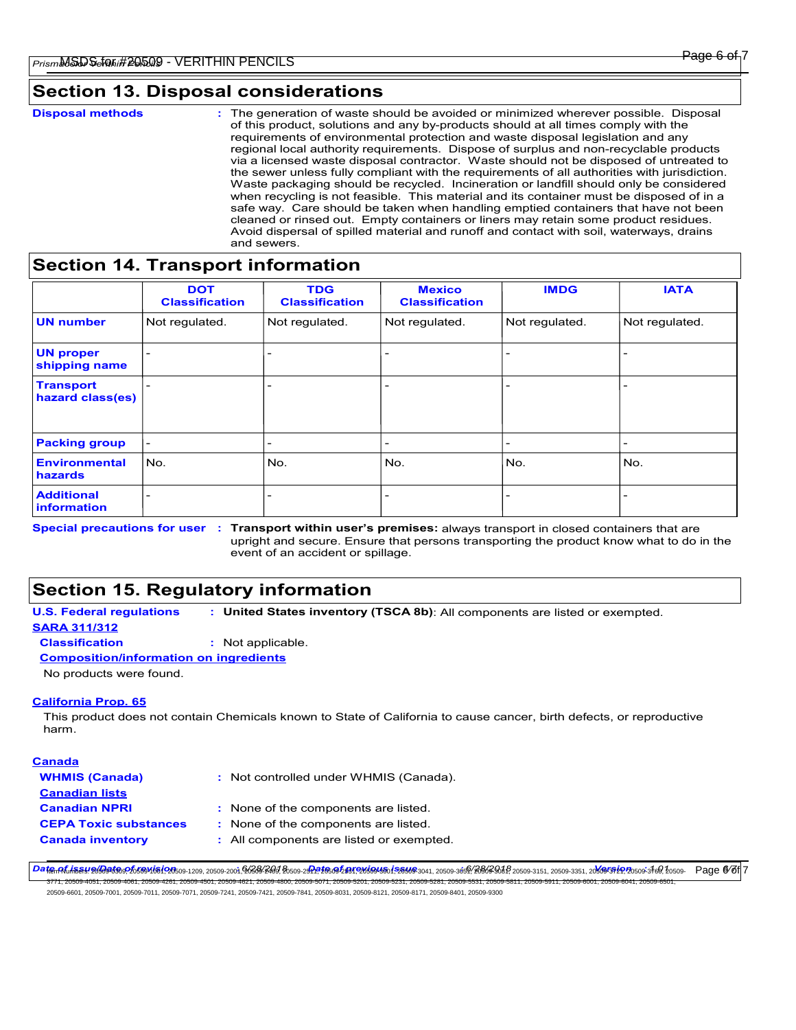## Section 13. Disposal considerations

**Disposal methods** : The generation of waste should be avoided or minimized wherever possible. Disposal of this product, solutions and any by-products should at all times comply with the requirements of environmental protection and waste disposal legislation and any regional local authority requirements. Dispose of surplus and non-recyclable products via a licensed waste disposal contractor. Waste should not be disposed of untreated to the sewer unless fully compliant with the requirements of all authorities with jurisdiction. Waste packaging should be recycled. Incineration or landfill should only be considered when recycling is not feasible. This material and its container must be disposed of in a safe way. Care should be taken when handling emptied containers that have not been cleaned or rinsed out. Empty containers or liners may retain some product residues. Avoid dispersal of spilled material and runoff and contact with soil, waterways, drains and sewers.

## Section 14. Transport information

| | DOT Classification | TDG Classification | Mexico Classification | IMDG | IATA |
|---|---|---|---|---|---|
| **UN number** | Not regulated. | Not regulated. | Not regulated. | Not regulated. | Not regulated. |
| **UN proper shipping name** | - | - | - | - | - |
| **Transport hazard class(es)** | - | - | - | - | - |
| **Packing group** | - | - | - | - | - |
| **Environmental hazards** | No. | No. | No. | No. | No. |
| **Additional information** | - | - | - | - | - |

**Special precautions for user** : **Transport within user's premises:** always transport in closed containers that are upright and secure. Ensure that persons transporting the product know what to do in the event of an accident or spillage.

## Section 15. Regulatory information

**U.S. Federal regulations** : **United States inventory (TSCA 8b)**: All components are listed or exempted.

**SARA 311/312**

**Classification** : Not applicable.

**Composition/information on ingredients**

No products were found.

**California Prop. 65**

This product does not contain Chemicals known to State of California to cause cancer, birth defects, or reproductive harm.

**Canada**

**WHMIS (Canada)** : Not controlled under WHMIS (Canada).

**Canadian lists**

**Canadian NPRI** : None of the components are listed.

**CEPA Toxic substances** : None of the components are listed.

**Canada inventory** : All components are listed or exempted.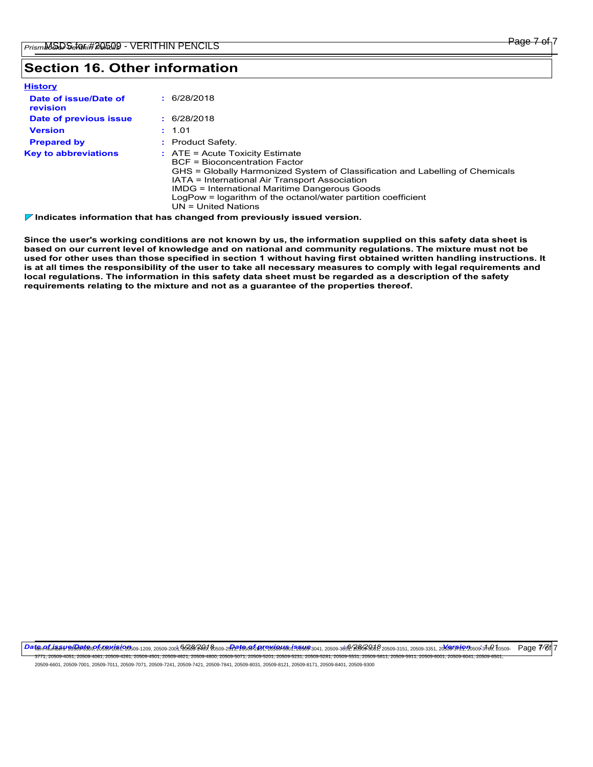## Section 16. Other information

**History**

**Date of issue/Date of revision** : 6/28/2018

**Date of previous issue** : 6/28/2018

**Version** : 1.01

**Prepared by** : Product Safety.

**Key to abbreviations** : ATE = Acute Toxicity Estimate
BCF = Bioconcentration Factor
GHS = Globally Harmonized System of Classification and Labelling of Chemicals
IATA = International Air Transport Association
IMDG = International Maritime Dangerous Goods
LogPow = logarithm of the octanol/water partition coefficient
UN = United Nations

**Indicates information that has changed from previously issued version.**

**Since the user's working conditions are not known by us, the information supplied on this safety data sheet is based on our current level of knowledge and on national and community regulations. The mixture must not be used for other uses than those specified in section 1 without having first obtained written handling instructions. It is at all times the responsibility of the user to take all necessary measures to comply with legal requirements and local regulations. The information in this safety data sheet must be regarded as a description of the safety requirements relating to the mixture and not as a guarantee of the properties thereof.**